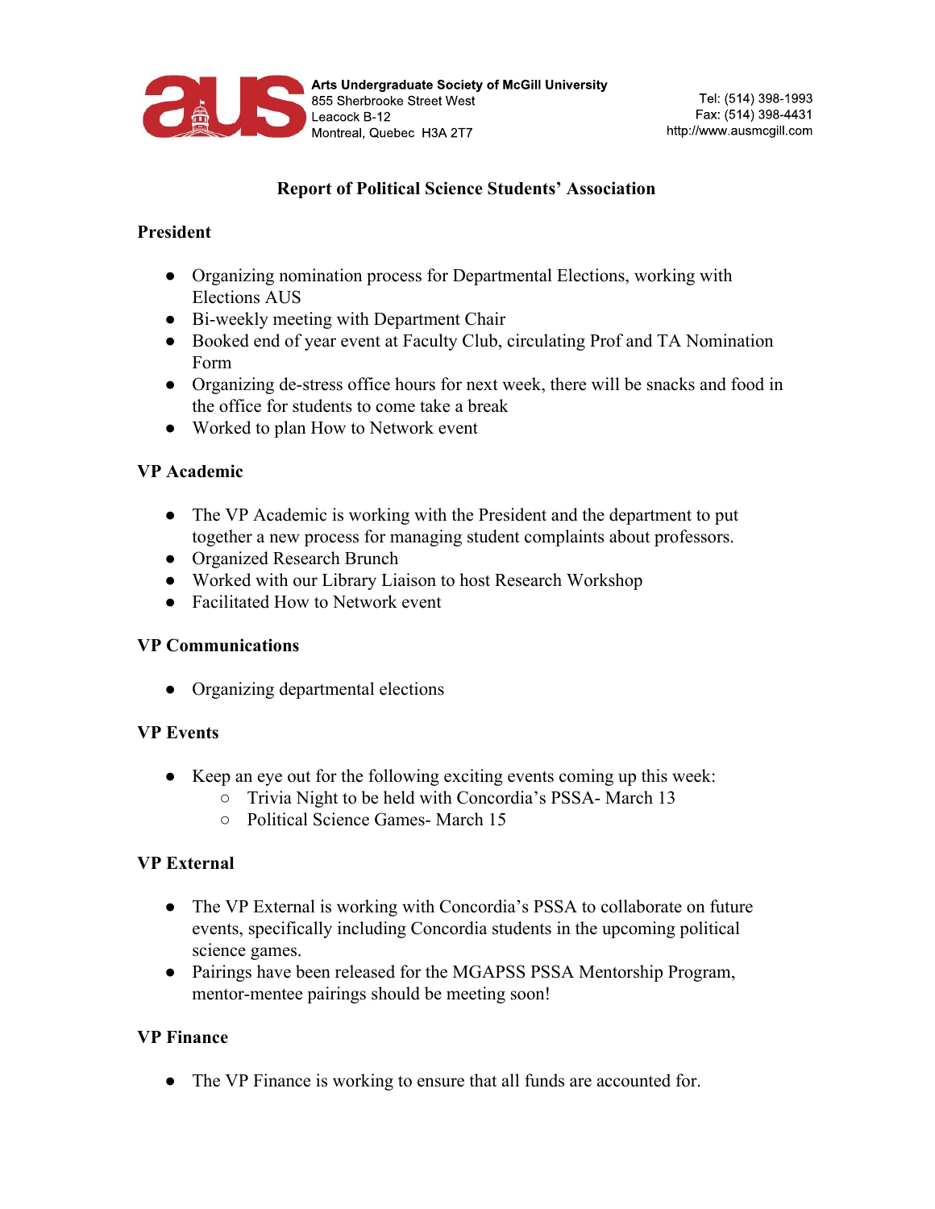**Arts Undergraduate Society of McGill University**
855 Sherbrooke Street West
Leacock B-12
Montreal, Quebec H3A 2T7

Tel: (514) 398-1993
Fax: (514) 398-4431
http://www.ausmcgill.com

# Report of Political Science Students' Association

## President

- Organizing nomination process for Departmental Elections, working with Elections AUS
- Bi-weekly meeting with Department Chair
- Booked end of year event at Faculty Club, circulating Prof and TA Nomination Form
- Organizing de-stress office hours for next week, there will be snacks and food in the office for students to come take a break
- Worked to plan How to Network event

## VP Academic

- The VP Academic is working with the President and the department to put together a new process for managing student complaints about professors.
- Organized Research Brunch
- Worked with our Library Liaison to host Research Workshop
- Facilitated How to Network event

## VP Communications

- Organizing departmental elections

## VP Events

- Keep an eye out for the following exciting events coming up this week:
  - Trivia Night to be held with Concordia's PSSA- March 13
  - Political Science Games- March 15

## VP External

- The VP External is working with Concordia's PSSA to collaborate on future events, specifically including Concordia students in the upcoming political science games.
- Pairings have been released for the MGAPSS PSSA Mentorship Program, mentor-mentee pairings should be meeting soon!

## VP Finance

- The VP Finance is working to ensure that all funds are accounted for.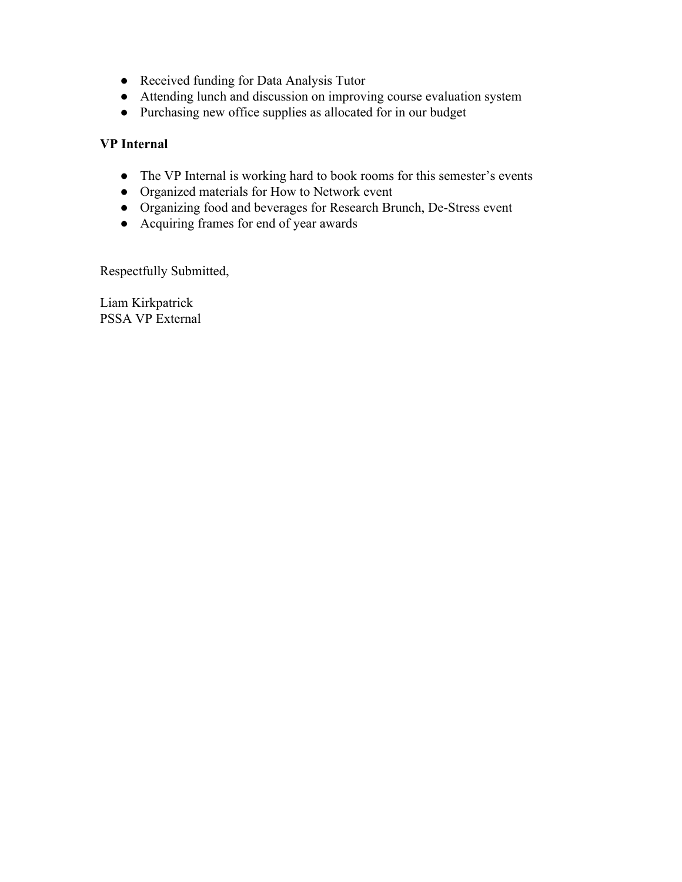- Received funding for Data Analysis Tutor
- Attending lunch and discussion on improving course evaluation system
- Purchasing new office supplies as allocated for in our budget

**VP Internal**

- The VP Internal is working hard to book rooms for this semester's events
- Organized materials for How to Network event
- Organizing food and beverages for Research Brunch, De-Stress event
- Acquiring frames for end of year awards

Respectfully Submitted,

Liam Kirkpatrick
PSSA VP External